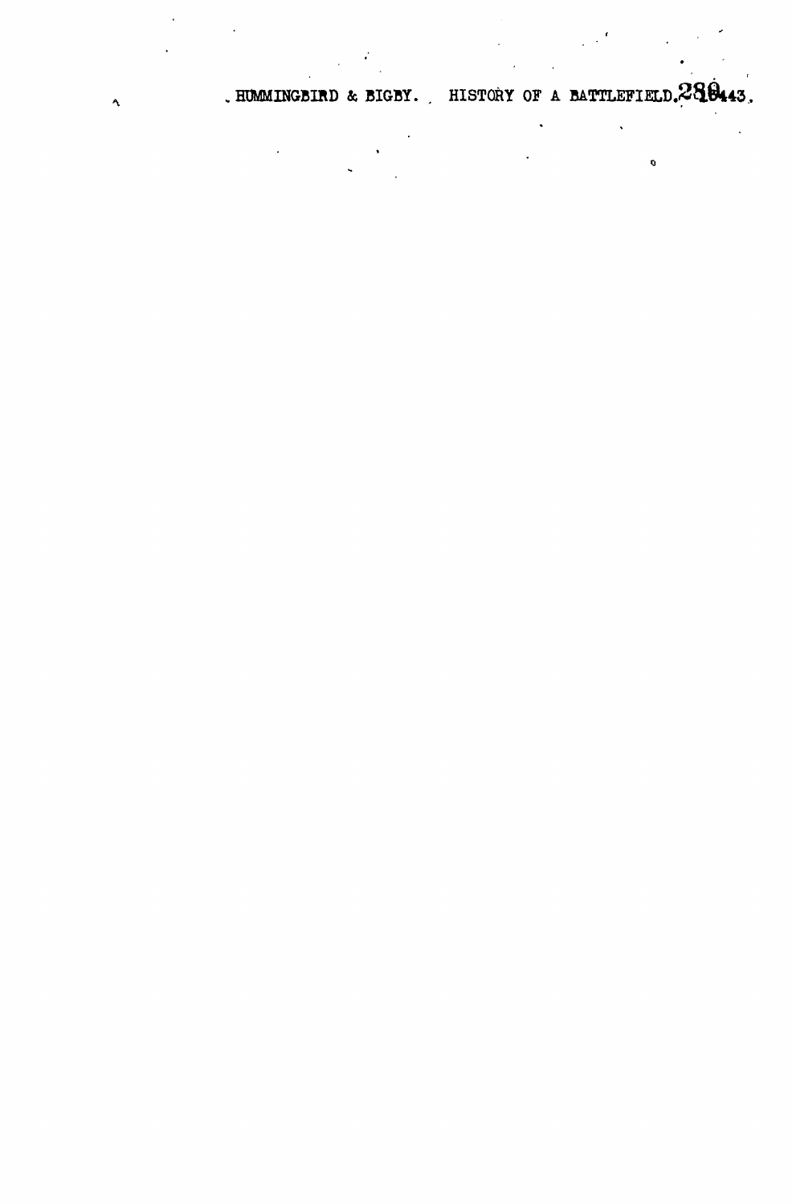HUMMINGBIRD & BIGBY. HISTORY OF A BATTLEFIELD.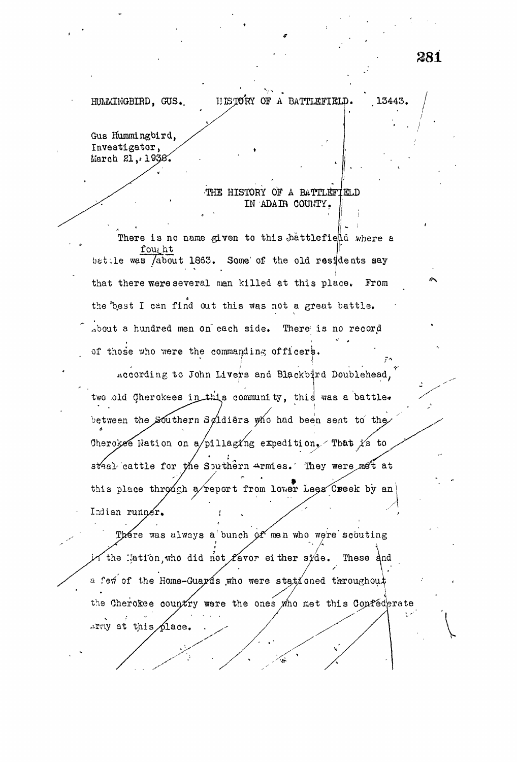HUMMINGBIRD, GUS.        HISTORY OF A BATTLEFIELD.        13443.

Gus Hummingbird,
Investigator,
March 21, 1938.

## THE HISTORY OF A BATTLEFIELD IN ADAIR COUNTY.

There is no name given to this battlefield where a battle was fought about 1863. Some of the old residents say that there were several men killed at this place. From the best I can find out this was not a great battle. About a hundred men on each side. There is no record of those who were the commanding officers.

According to John Livers and Blackbird Doublehead, two old Cherokees in this community, this was a battle between the Southern Soldiers who had been sent to the Cherokee Nation on a pillaging expedition. That is to steal cattle for the Southern Armies. They were met at this place through a report from lower Lees Creek by an Indian runner.

There was always a bunch of men who were scouting in the Nation, who did not favor either side. These and a few of the Home-Guards who were stationed throughout the Cherokee country were the ones who met this Confederate Army at this place.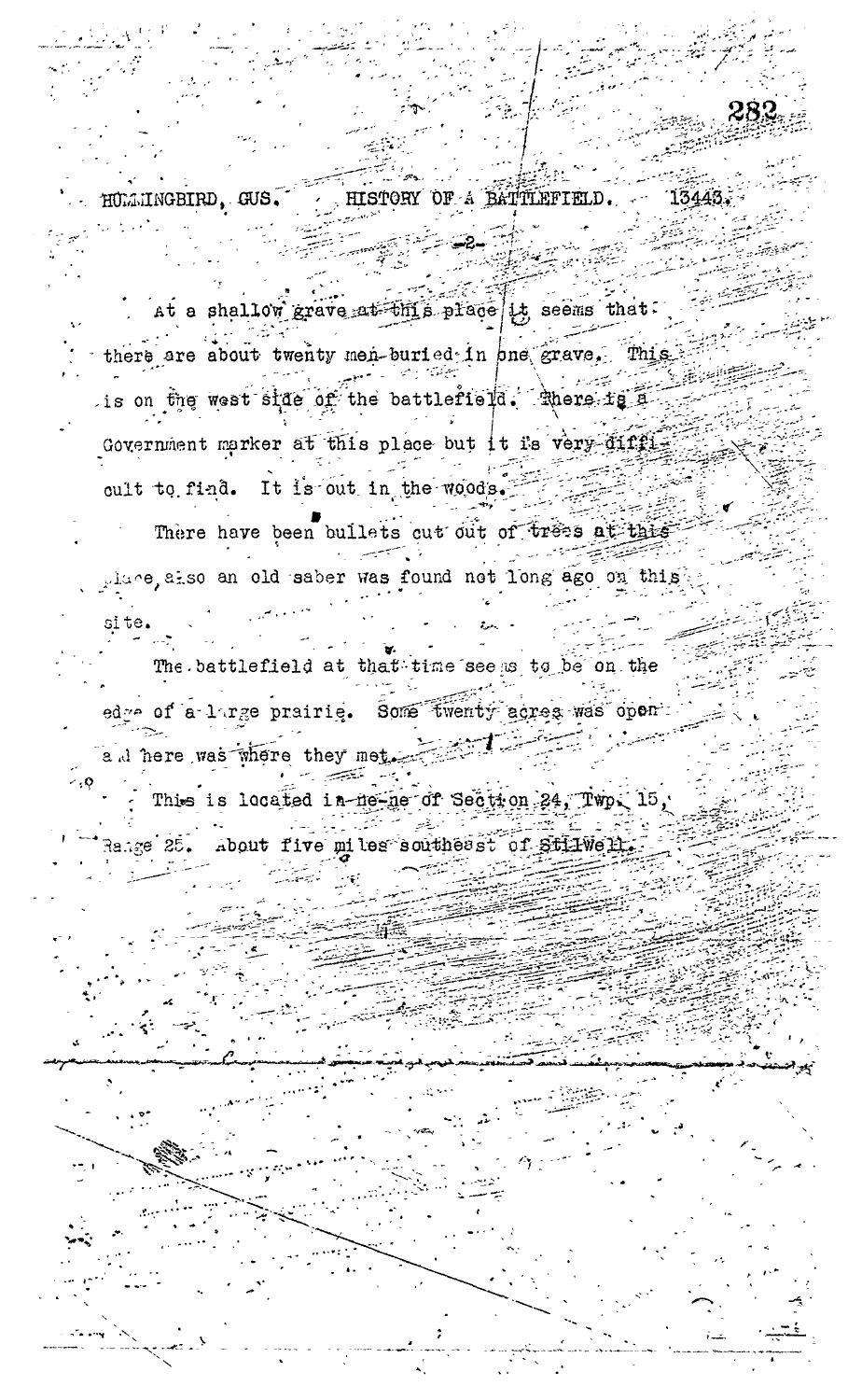HUMMINGBIRD, GUS. HISTORY OF A BATTLEFIELD. 13443.

-2-

At a shallow grave at this place it seems that there are about twenty men buried in one grave. This is on the west side of the battlefield. There is a Government marker at this place but it is very difficult to find. It is out in the woods.

There have been bullets cut out of trees at this place, also an old saber was found not long ago on this site.

The battlefield at that time seems to be on the edge of a large prairie. Some twenty acres was open and here was where they met.

This is located in ne-ne of Section 24, Twp. 15, Range 25. About five miles southeast of Stilwell.